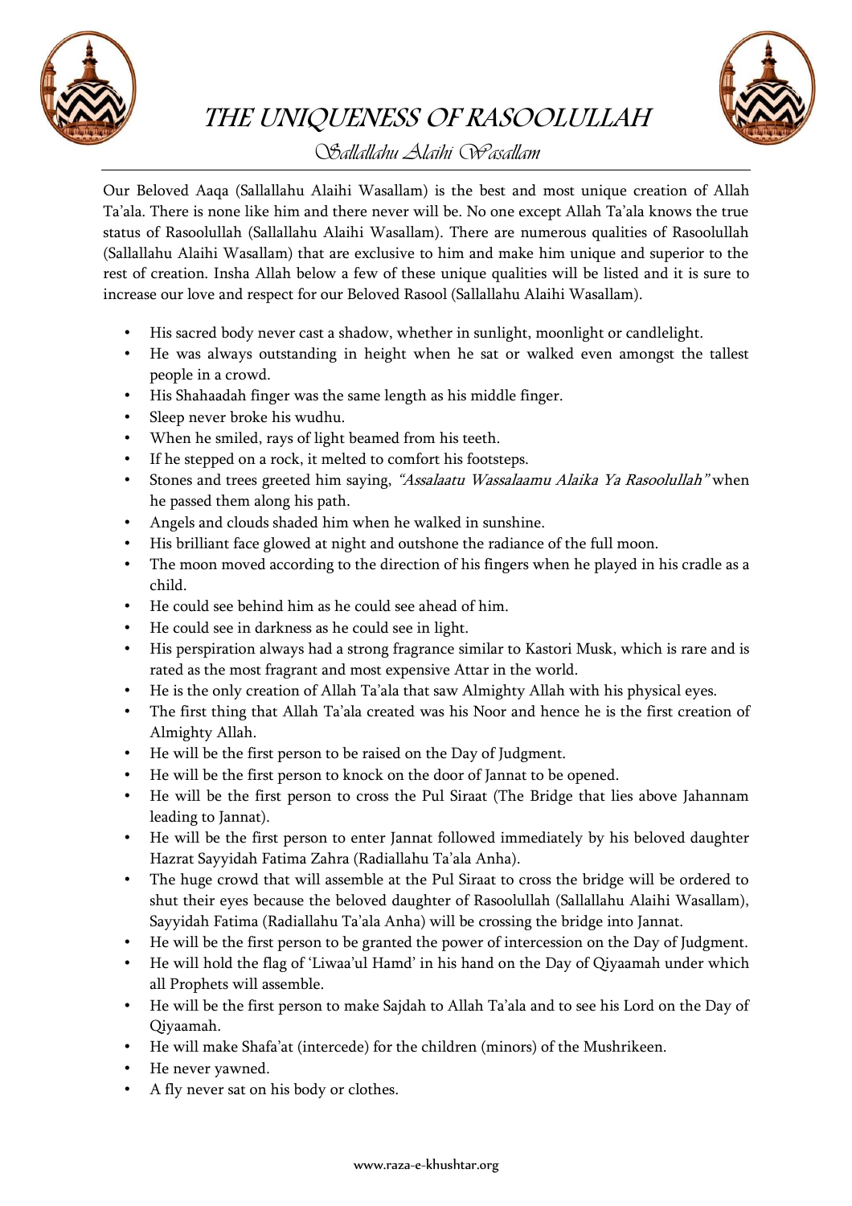# THE UNIQUENESS OF RASOOLULLAH

*Sallallahu Alaihi Wasallam*

Our Beloved Aaqa (Sallallahu Alaihi Wasallam) is the best and most unique creation of Allah Ta'ala. There is none like him and there never will be. No one except Allah Ta'ala knows the true status of Rasoolullah (Sallallahu Alaihi Wasallam). There are numerous qualities of Rasoolullah (Sallallahu Alaihi Wasallam) that are exclusive to him and make him unique and superior to the rest of creation. Insha Allah below a few of these unique qualities will be listed and it is sure to increase our love and respect for our Beloved Rasool (Sallallahu Alaihi Wasallam).

- His sacred body never cast a shadow, whether in sunlight, moonlight or candlelight.
- He was always outstanding in height when he sat or walked even amongst the tallest people in a crowd.
- His Shahaadah finger was the same length as his middle finger.
- Sleep never broke his wudhu.
- When he smiled, rays of light beamed from his teeth.
- If he stepped on a rock, it melted to comfort his footsteps.
- Stones and trees greeted him saying, *"Assalaatu Wassalaamu Alaika Ya Rasoolullah"* when he passed them along his path.
- Angels and clouds shaded him when he walked in sunshine.
- His brilliant face glowed at night and outshone the radiance of the full moon.
- The moon moved according to the direction of his fingers when he played in his cradle as a child.
- He could see behind him as he could see ahead of him.
- He could see in darkness as he could see in light.
- His perspiration always had a strong fragrance similar to Kastori Musk, which is rare and is rated as the most fragrant and most expensive Attar in the world.
- He is the only creation of Allah Ta'ala that saw Almighty Allah with his physical eyes.
- The first thing that Allah Ta'ala created was his Noor and hence he is the first creation of Almighty Allah.
- He will be the first person to be raised on the Day of Judgment.
- He will be the first person to knock on the door of Jannat to be opened.
- He will be the first person to cross the Pul Siraat (The Bridge that lies above Jahannam leading to Jannat).
- He will be the first person to enter Jannat followed immediately by his beloved daughter Hazrat Sayyidah Fatima Zahra (Radiallahu Ta'ala Anha).
- The huge crowd that will assemble at the Pul Siraat to cross the bridge will be ordered to shut their eyes because the beloved daughter of Rasoolullah (Sallallahu Alaihi Wasallam), Sayyidah Fatima (Radiallahu Ta'ala Anha) will be crossing the bridge into Jannat.
- He will be the first person to be granted the power of intercession on the Day of Judgment.
- He will hold the flag of 'Liwaa'ul Hamd' in his hand on the Day of Qiyaamah under which all Prophets will assemble.
- He will be the first person to make Sajdah to Allah Ta'ala and to see his Lord on the Day of Qiyaamah.
- He will make Shafa'at (intercede) for the children (minors) of the Mushrikeen.
- He never yawned.
- A fly never sat on his body or clothes.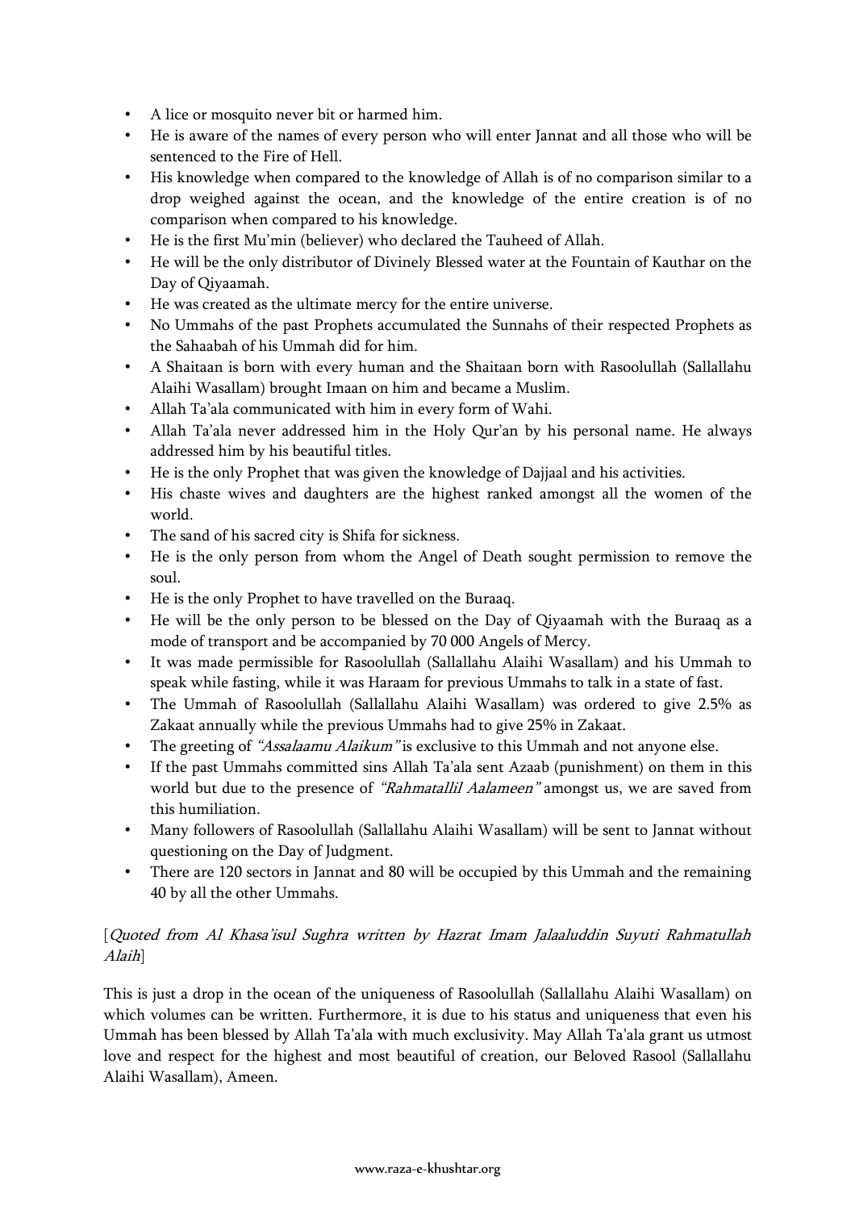- A lice or mosquito never bit or harmed him.
- He is aware of the names of every person who will enter Jannat and all those who will be sentenced to the Fire of Hell.
- His knowledge when compared to the knowledge of Allah is of no comparison similar to a drop weighed against the ocean, and the knowledge of the entire creation is of no comparison when compared to his knowledge.
- He is the first Mu'min (believer) who declared the Tauheed of Allah.
- He will be the only distributor of Divinely Blessed water at the Fountain of Kauthar on the Day of Qiyaamah.
- He was created as the ultimate mercy for the entire universe.
- No Ummahs of the past Prophets accumulated the Sunnahs of their respected Prophets as the Sahaabah of his Ummah did for him.
- A Shaitaan is born with every human and the Shaitaan born with Rasoolullah (Sallallahu Alaihi Wasallam) brought Imaan on him and became a Muslim.
- Allah Ta'ala communicated with him in every form of Wahi.
- Allah Ta'ala never addressed him in the Holy Qur'an by his personal name. He always addressed him by his beautiful titles.
- He is the only Prophet that was given the knowledge of Dajjaal and his activities.
- His chaste wives and daughters are the highest ranked amongst all the women of the world.
- The sand of his sacred city is Shifa for sickness.
- He is the only person from whom the Angel of Death sought permission to remove the soul.
- He is the only Prophet to have travelled on the Buraaq.
- He will be the only person to be blessed on the Day of Qiyaamah with the Buraaq as a mode of transport and be accompanied by 70 000 Angels of Mercy.
- It was made permissible for Rasoolullah (Sallallahu Alaihi Wasallam) and his Ummah to speak while fasting, while it was Haraam for previous Ummahs to talk in a state of fast.
- The Ummah of Rasoolullah (Sallallahu Alaihi Wasallam) was ordered to give 2.5% as Zakaat annually while the previous Ummahs had to give 25% in Zakaat.
- The greeting of *"Assalaamu Alaikum"* is exclusive to this Ummah and not anyone else.
- If the past Ummahs committed sins Allah Ta'ala sent Azaab (punishment) on them in this world but due to the presence of *"Rahmatallil Aalameen"* amongst us, we are saved from this humiliation.
- Many followers of Rasoolullah (Sallallahu Alaihi Wasallam) will be sent to Jannat without questioning on the Day of Judgment.
- There are 120 sectors in Jannat and 80 will be occupied by this Ummah and the remaining 40 by all the other Ummahs.

[*Quoted from Al Khasa'isul Sughra written by Hazrat Imam Jalaaluddin Suyuti Rahmatullah Alaih*]

This is just a drop in the ocean of the uniqueness of Rasoolullah (Sallallahu Alaihi Wasallam) on which volumes can be written. Furthermore, it is due to his status and uniqueness that even his Ummah has been blessed by Allah Ta'ala with much exclusivity. May Allah Ta'ala grant us utmost love and respect for the highest and most beautiful of creation, our Beloved Rasool (Sallallahu Alaihi Wasallam), Ameen.